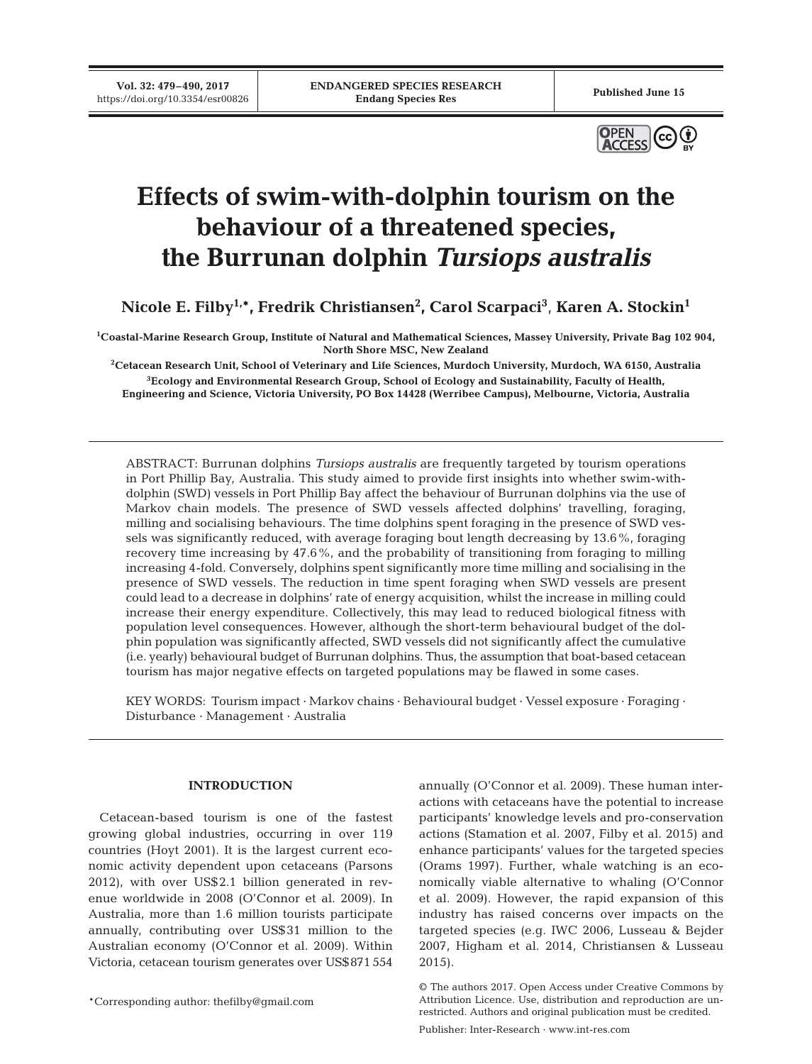# Effects of swim-with-dolphin tourism on the behaviour of a threatened species, the Burrunan dolphin *Tursiops australis*

**Nicole E. Filby[1,*], Fredrik Christiansen[2], Carol Scarpaci[3], Karen A. Stockin[1]**

[1]Coastal-Marine Research Group, Institute of Natural and Mathematical Sciences, Massey University, Private Bag 102 904, North Shore MSC, New Zealand

[2]Cetacean Research Unit, School of Veterinary and Life Sciences, Murdoch University, Murdoch, WA 6150, Australia

[3]Ecology and Environmental Research Group, School of Ecology and Sustainability, Faculty of Health, Engineering and Science, Victoria University, PO Box 14428 (Werribee Campus), Melbourne, Victoria, Australia

ABSTRACT: Burrunan dolphins *Tursiops australis* are frequently targeted by tourism operations in Port Phillip Bay, Australia. This study aimed to provide first insights into whether swim-with-dolphin (SWD) vessels in Port Phillip Bay affect the behaviour of Burrunan dolphins via the use of Markov chain models. The presence of SWD vessels affected dolphins' travelling, foraging, milling and socialising behaviours. The time dolphins spent foraging in the presence of SWD vessels was significantly reduced, with average foraging bout length decreasing by 13.6%, foraging recovery time increasing by 47.6%, and the probability of transitioning from foraging to milling increasing 4-fold. Conversely, dolphins spent significantly more time milling and socialising in the presence of SWD vessels. The reduction in time spent foraging when SWD vessels are present could lead to a decrease in dolphins' rate of energy acquisition, whilst the increase in milling could increase their energy expenditure. Collectively, this may lead to reduced biological fitness with population level consequences. However, although the short-term behavioural budget of the dolphin population was significantly affected, SWD vessels did not significantly affect the cumulative (i.e. yearly) behavioural budget of Burrunan dolphins. Thus, the assumption that boat-based cetacean tourism has major negative effects on targeted populations may be flawed in some cases.

KEY WORDS: Tourism impact · Markov chains · Behavioural budget · Vessel exposure · Foraging · Disturbance · Management · Australia

## INTRODUCTION

Cetacean-based tourism is one of the fastest growing global industries, occurring in over 119 countries (Hoyt 2001). It is the largest current economic activity dependent upon cetaceans (Parsons 2012), with over US$2.1 billion generated in revenue worldwide in 2008 (O'Connor et al. 2009). In Australia, more than 1.6 million tourists participate annually, contributing over US$31 million to the Australian economy (O'Connor et al. 2009). Within Victoria, cetacean tourism generates over US$871 554 annually (O'Connor et al. 2009). These human interactions with cetaceans have the potential to increase participants' knowledge levels and pro-conservation actions (Stamation et al. 2007, Filby et al. 2015) and enhance participants' values for the targeted species (Orams 1997). Further, whale watching is an economically viable alternative to whaling (O'Connor et al. 2009). However, the rapid expansion of this industry has raised concerns over impacts on the targeted species (e.g. IWC 2006, Lusseau & Bejder 2007, Higham et al. 2014, Christiansen & Lusseau 2015).

*Corresponding author: thefilby@gmail.com

© The authors 2017. Open Access under Creative Commons by Attribution Licence. Use, distribution and reproduction are unrestricted. Authors and original publication must be credited.

Publisher: Inter-Research · www.int-res.com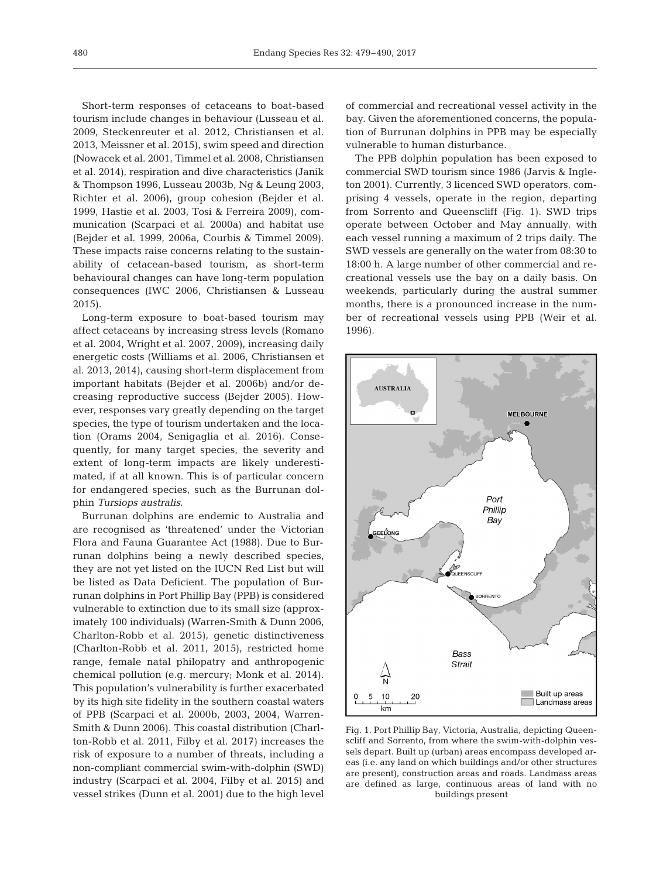Short-term responses of cetaceans to boat-based tourism include changes in behaviour (Lusseau et al. 2009, Steckenreuter et al. 2012, Christiansen et al. 2013, Meissner et al. 2015), swim speed and direction (Nowacek et al. 2001, Timmel et al. 2008, Christiansen et al. 2014), respiration and dive characteristics (Janik & Thompson 1996, Lusseau 2003b, Ng & Leung 2003, Richter et al. 2006), group cohesion (Bejder et al. 1999, Hastie et al. 2003, Tosi & Ferreira 2009), communication (Scarpaci et al. 2000a) and habitat use (Bejder et al. 1999, 2006a, Courbis & Timmel 2009). These impacts raise concerns relating to the sustainability of cetacean-based tourism, as short-term behavioural changes can have long-term population consequences (IWC 2006, Christiansen & Lusseau 2015).

Long-term exposure to boat-based tourism may affect cetaceans by increasing stress levels (Romano et al. 2004, Wright et al. 2007, 2009), increasing daily energetic costs (Williams et al. 2006, Christiansen et al. 2013, 2014), causing short-term displacement from important habitats (Bejder et al. 2006b) and/or decreasing reproductive success (Bejder 2005). However, responses vary greatly depending on the target species, the type of tourism undertaken and the location (Orams 2004, Senigaglia et al. 2016). Consequently, for many target species, the severity and extent of long-term impacts are likely underestimated, if at all known. This is of particular concern for endangered species, such as the Burrunan dolphin *Tursiops australis*.

Burrunan dolphins are endemic to Australia and are recognised as 'threatened' under the Victorian Flora and Fauna Guarantee Act (1988). Due to Burrunan dolphins being a newly described species, they are not yet listed on the IUCN Red List but will be listed as Data Deficient. The population of Burrunan dolphins in Port Phillip Bay (PPB) is considered vulnerable to extinction due to its small size (approximately 100 individuals) (Warren-Smith & Dunn 2006, Charlton-Robb et al. 2015), genetic distinctiveness (Charlton-Robb et al. 2011, 2015), restricted home range, female natal philopatry and anthropogenic chemical pollution (e.g. mercury; Monk et al. 2014). This population's vulnerability is further exacerbated by its high site fidelity in the southern coastal waters of PPB (Scarpaci et al. 2000b, 2003, 2004, Warren-Smith & Dunn 2006). This coastal distribution (Charlton-Robb et al. 2011, Filby et al. 2017) increases the risk of exposure to a number of threats, including a non-compliant commercial swim-with-dolphin (SWD) industry (Scarpaci et al. 2004, Filby et al. 2015) and vessel strikes (Dunn et al. 2001) due to the high level of commercial and recreational vessel activity in the bay. Given the aforementioned concerns, the population of Burrunan dolphins in PPB may be especially vulnerable to human disturbance.

The PPB dolphin population has been exposed to commercial SWD tourism since 1986 (Jarvis & Ingleton 2001). Currently, 3 licenced SWD operators, comprising 4 vessels, operate in the region, departing from Sorrento and Queenscliff (Fig. 1). SWD trips operate between October and May annually, with each vessel running a maximum of 2 trips daily. The SWD vessels are generally on the water from 08:30 to 18:00 h. A large number of other commercial and recreational vessels use the bay on a daily basis. On weekends, particularly during the austral summer months, there is a pronounced increase in the number of recreational vessels using PPB (Weir et al. 1996).

AUSTRALIA
MELBOURNE
Port Phillip Bay
GEELONG
QUEENSCLIFF
SORRENTO
Bass Strait
N
0 5 10 20
km
Built up areas
Landmass areas

Fig. 1. Port Phillip Bay, Victoria, Australia, depicting Queenscliff and Sorrento, from where the swim-with-dolphin vessels depart. Built up (urban) areas encompass developed areas (i.e. any land on which buildings and/or other structures are present), construction areas and roads. Landmass areas are defined as large, continuous areas of land with no buildings present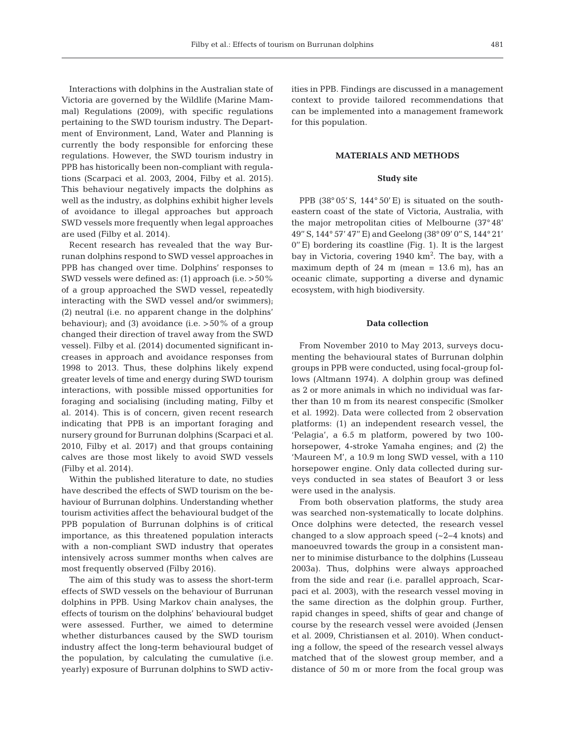Interactions with dolphins in the Australian state of Victoria are governed by the Wildlife (Marine Mammal) Regulations (2009), with specific regulations pertaining to the SWD tourism industry. The Department of Environment, Land, Water and Planning is currently the body responsible for enforcing these regulations. However, the SWD tourism industry in PPB has historically been non-compliant with regulations (Scarpaci et al. 2003, 2004, Filby et al. 2015). This behaviour negatively impacts the dolphins as well as the industry, as dolphins exhibit higher levels of avoidance to illegal approaches but approach SWD vessels more frequently when legal approaches are used (Filby et al. 2014).

Recent research has revealed that the way Burrunan dolphins respond to SWD vessel approaches in PPB has changed over time. Dolphins' responses to SWD vessels were defined as: (1) approach (i.e. >50% of a group approached the SWD vessel, repeatedly interacting with the SWD vessel and/or swimmers); (2) neutral (i.e. no apparent change in the dolphins' behaviour); and (3) avoidance (i.e. >50% of a group changed their direction of travel away from the SWD vessel). Filby et al. (2014) documented significant increases in approach and avoidance responses from 1998 to 2013. Thus, these dolphins likely expend greater levels of time and energy during SWD tourism interactions, with possible missed opportunities for foraging and socialising (including mating, Filby et al. 2014). This is of concern, given recent research indicating that PPB is an important foraging and nursery ground for Burrunan dolphins (Scarpaci et al. 2010, Filby et al. 2017) and that groups containing calves are those most likely to avoid SWD vessels (Filby et al. 2014).

Within the published literature to date, no studies have described the effects of SWD tourism on the behaviour of Burrunan dolphins. Understanding whether tourism activities affect the behavioural budget of the PPB population of Burrunan dolphins is of critical importance, as this threatened population interacts with a non-compliant SWD industry that operates intensively across summer months when calves are most frequently observed (Filby 2016).

The aim of this study was to assess the short-term effects of SWD vessels on the behaviour of Burrunan dolphins in PPB. Using Markov chain analyses, the effects of tourism on the dolphins' behavioural budget were assessed. Further, we aimed to determine whether disturbances caused by the SWD tourism industry affect the long-term behavioural budget of the population, by calculating the cumulative (i.e. yearly) exposure of Burrunan dolphins to SWD activities in PPB. Findings are discussed in a management context to provide tailored recommendations that can be implemented into a management framework for this population.

## MATERIALS AND METHODS

### Study site

PPB (38° 05′ S, 144° 50′ E) is situated on the southeastern coast of the state of Victoria, Australia, with the major metropolitan cities of Melbourne (37° 48′ 49″ S, 144° 57′ 47″ E) and Geelong (38° 09′ 0″ S, 144° 21′ 0″ E) bordering its coastline (Fig. 1). It is the largest bay in Victoria, covering 1940 $km^2$. The bay, with a maximum depth of 24 m (mean = 13.6 m), has an oceanic climate, supporting a diverse and dynamic ecosystem, with high biodiversity.

### Data collection

From November 2010 to May 2013, surveys documenting the behavioural states of Burrunan dolphin groups in PPB were conducted, using focal-group follows (Altmann 1974). A dolphin group was defined as 2 or more animals in which no individual was farther than 10 m from its nearest conspecific (Smolker et al. 1992). Data were collected from 2 observation platforms: (1) an independent research vessel, the 'Pelagia', a 6.5 m platform, powered by two 100-horsepower, 4-stroke Yamaha engines; and (2) the 'Maureen M', a 10.9 m long SWD vessel, with a 110 horsepower engine. Only data collected during surveys conducted in sea states of Beaufort 3 or less were used in the analysis.

From both observation platforms, the study area was searched non-systematically to locate dolphins. Once dolphins were detected, the research vessel changed to a slow approach speed (~2–4 knots) and manoeuvred towards the group in a consistent manner to minimise disturbance to the dolphins (Lusseau 2003a). Thus, dolphins were always approached from the side and rear (i.e. parallel approach, Scarpaci et al. 2003), with the research vessel moving in the same direction as the dolphin group. Further, rapid changes in speed, shifts of gear and change of course by the research vessel were avoided (Jensen et al. 2009, Christiansen et al. 2010). When conducting a follow, the speed of the research vessel always matched that of the slowest group member, and a distance of 50 m or more from the focal group was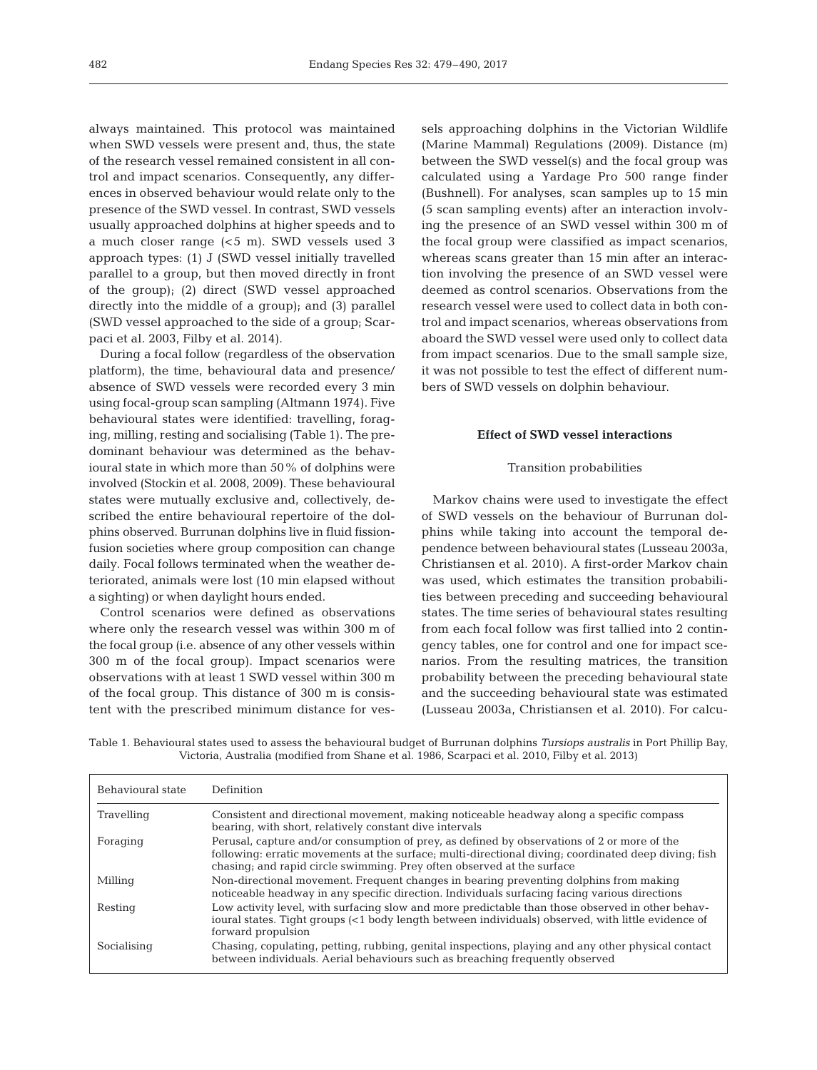always maintained. This protocol was maintained when SWD vessels were present and, thus, the state of the research vessel remained consistent in all control and impact scenarios. Consequently, any differences in observed behaviour would relate only to the presence of the SWD vessel. In contrast, SWD vessels usually approached dolphins at higher speeds and to a much closer range (<5 m). SWD vessels used 3 approach types: (1) J (SWD vessel initially travelled parallel to a group, but then moved directly in front of the group); (2) direct (SWD vessel approached directly into the middle of a group); and (3) parallel (SWD vessel approached to the side of a group; Scarpaci et al. 2003, Filby et al. 2014).

During a focal follow (regardless of the observation platform), the time, behavioural data and presence/absence of SWD vessels were recorded every 3 min using focal-group scan sampling (Altmann 1974). Five behavioural states were identified: travelling, foraging, milling, resting and socialising (Table 1). The predominant behaviour was determined as the behavioural state in which more than 50% of dolphins were involved (Stockin et al. 2008, 2009). These behavioural states were mutually exclusive and, collectively, described the entire behavioural repertoire of the dolphins observed. Burrunan dolphins live in fluid fission-fusion societies where group composition can change daily. Focal follows terminated when the weather deteriorated, animals were lost (10 min elapsed without a sighting) or when daylight hours ended.

Control scenarios were defined as observations where only the research vessel was within 300 m of the focal group (i.e. absence of any other vessels within 300 m of the focal group). Impact scenarios were observations with at least 1 SWD vessel within 300 m of the focal group. This distance of 300 m is consistent with the prescribed minimum distance for vessels approaching dolphins in the Victorian Wildlife (Marine Mammal) Regulations (2009). Distance (m) between the SWD vessel(s) and the focal group was calculated using a Yardage Pro 500 range finder (Bushnell). For analyses, scan samples up to 15 min (5 scan sampling events) after an interaction involving the presence of an SWD vessel within 300 m of the focal group were classified as impact scenarios, whereas scans greater than 15 min after an interaction involving the presence of an SWD vessel were deemed as control scenarios. Observations from the research vessel were used to collect data in both control and impact scenarios, whereas observations from aboard the SWD vessel were used only to collect data from impact scenarios. Due to the small sample size, it was not possible to test the effect of different numbers of SWD vessels on dolphin behaviour.

## Effect of SWD vessel interactions

### Transition probabilities

Markov chains were used to investigate the effect of SWD vessels on the behaviour of Burrunan dolphins while taking into account the temporal dependence between behavioural states (Lusseau 2003a, Christiansen et al. 2010). A first-order Markov chain was used, which estimates the transition probabilities between preceding and succeeding behavioural states. The time series of behavioural states resulting from each focal follow was first tallied into 2 contingency tables, one for control and one for impact scenarios. From the resulting matrices, the transition probability between the preceding behavioural state and the succeeding behavioural state was estimated (Lusseau 2003a, Christiansen et al. 2010). For calcu-

Table 1. Behavioural states used to assess the behavioural budget of Burrunan dolphins *Tursiops australis* in Port Phillip Bay, Victoria, Australia (modified from Shane et al. 1986, Scarpaci et al. 2010, Filby et al. 2013)

| Behavioural state | Definition |
|---|---|
| Travelling | Consistent and directional movement, making noticeable headway along a specific compass bearing, with short, relatively constant dive intervals |
| Foraging | Perusal, capture and/or consumption of prey, as defined by observations of 2 or more of the following: erratic movements at the surface; multi-directional diving; coordinated deep diving; fish chasing; and rapid circle swimming. Prey often observed at the surface |
| Milling | Non-directional movement. Frequent changes in bearing preventing dolphins from making noticeable headway in any specific direction. Individuals surfacing facing various directions |
| Resting | Low activity level, with surfacing slow and more predictable than those observed in other behavioural states. Tight groups (<1 body length between individuals) observed, with little evidence of forward propulsion |
| Socialising | Chasing, copulating, petting, rubbing, genital inspections, playing and any other physical contact between individuals. Aerial behaviours such as breaching frequently observed |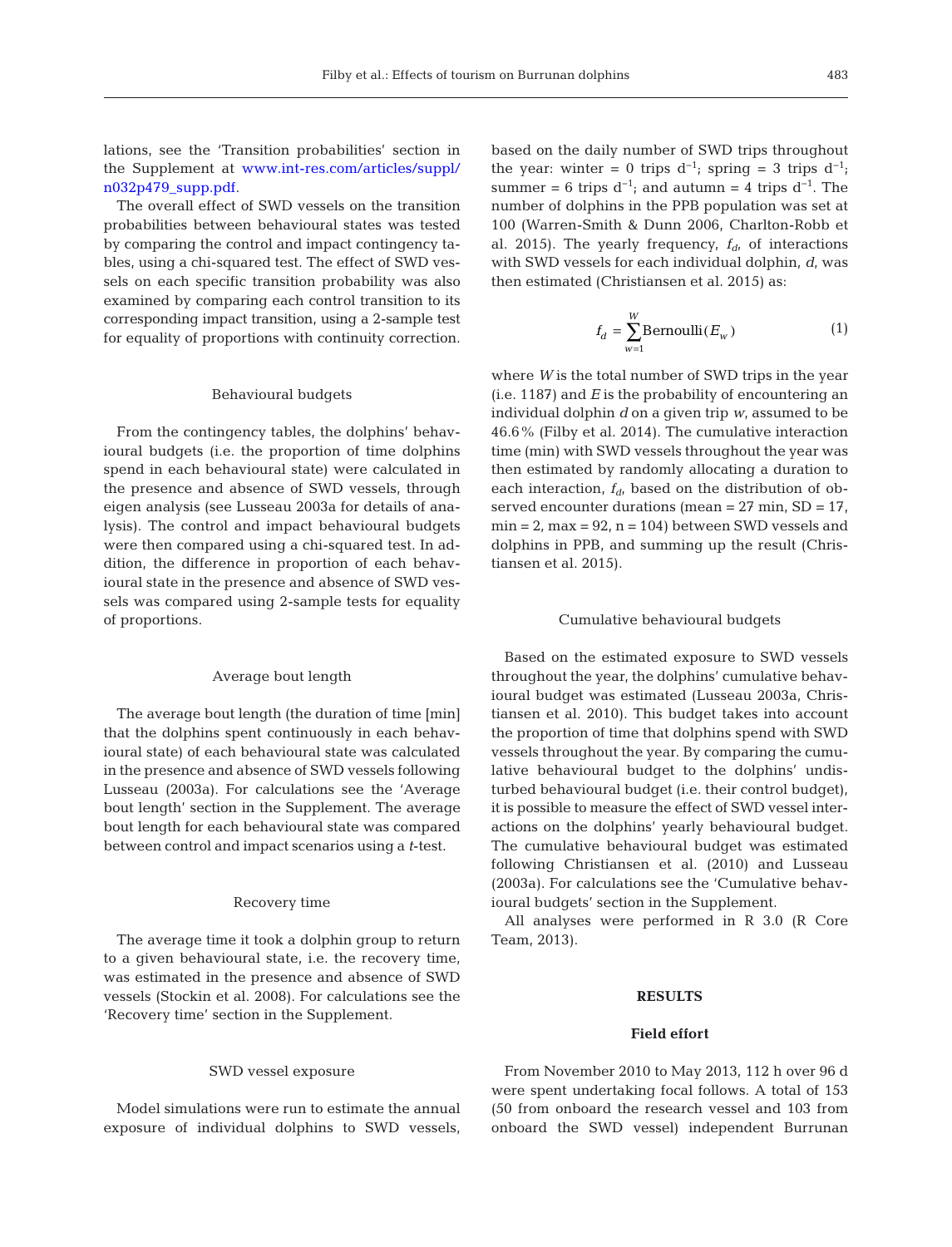lations, see the 'Transition probabilities' section in the Supplement at www.int-res.com/articles/suppl/n032p479_supp.pdf.

The overall effect of SWD vessels on the transition probabilities between behavioural states was tested by comparing the control and impact contingency tables, using a chi-squared test. The effect of SWD vessels on each specific transition probability was also examined by comparing each control transition to its corresponding impact transition, using a 2-sample test for equality of proportions with continuity correction.

### Behavioural budgets

From the contingency tables, the dolphins' behavioural budgets (i.e. the proportion of time dolphins spend in each behavioural state) were calculated in the presence and absence of SWD vessels, through eigen analysis (see Lusseau 2003a for details of analysis). The control and impact behavioural budgets were then compared using a chi-squared test. In addition, the difference in proportion of each behavioural state in the presence and absence of SWD vessels was compared using 2-sample tests for equality of proportions.

### Average bout length

The average bout length (the duration of time [min] that the dolphins spent continuously in each behavioural state) of each behavioural state was calculated in the presence and absence of SWD vessels following Lusseau (2003a). For calculations see the 'Average bout length' section in the Supplement. The average bout length for each behavioural state was compared between control and impact scenarios using a *t*-test.

### Recovery time

The average time it took a dolphin group to return to a given behavioural state, i.e. the recovery time, was estimated in the presence and absence of SWD vessels (Stockin et al. 2008). For calculations see the 'Recovery time' section in the Supplement.

### SWD vessel exposure

Model simulations were run to estimate the annual exposure of individual dolphins to SWD vessels, based on the daily number of SWD trips throughout the year: winter = 0 trips $d^{-1}$; spring = 3 trips $d^{-1}$; summer = 6 trips $d^{-1}$; and autumn = 4 trips $d^{-1}$. The number of dolphins in the PPB population was set at 100 (Warren-Smith & Dunn 2006, Charlton-Robb et al. 2015). The yearly frequency, $f_d$, of interactions with SWD vessels for each individual dolphin, $d$, was then estimated (Christiansen et al. 2015) as:

$$f_d = \sum_{w=1}^{W} \text{Bernoulli}(E_w) \tag{1}$$

where $W$ is the total number of SWD trips in the year (i.e. 1187) and $E$ is the probability of encountering an individual dolphin $d$ on a given trip $w$, assumed to be 46.6% (Filby et al. 2014). The cumulative interaction time (min) with SWD vessels throughout the year was then estimated by randomly allocating a duration to each interaction, $f_d$, based on the distribution of observed encounter durations (mean = 27 min, SD = 17, min = 2, max = 92, n = 104) between SWD vessels and dolphins in PPB, and summing up the result (Christiansen et al. 2015).

### Cumulative behavioural budgets

Based on the estimated exposure to SWD vessels throughout the year, the dolphins' cumulative behavioural budget was estimated (Lusseau 2003a, Christiansen et al. 2010). This budget takes into account the proportion of time that dolphins spend with SWD vessels throughout the year. By comparing the cumulative behavioural budget to the dolphins' undisturbed behavioural budget (i.e. their control budget), it is possible to measure the effect of SWD vessel interactions on the dolphins' yearly behavioural budget. The cumulative behavioural budget was estimated following Christiansen et al. (2010) and Lusseau (2003a). For calculations see the 'Cumulative behavioural budgets' section in the Supplement.

All analyses were performed in R 3.0 (R Core Team, 2013).

## RESULTS

### Field effort

From November 2010 to May 2013, 112 h over 96 d were spent undertaking focal follows. A total of 153 (50 from onboard the research vessel and 103 from onboard the SWD vessel) independent Burrunan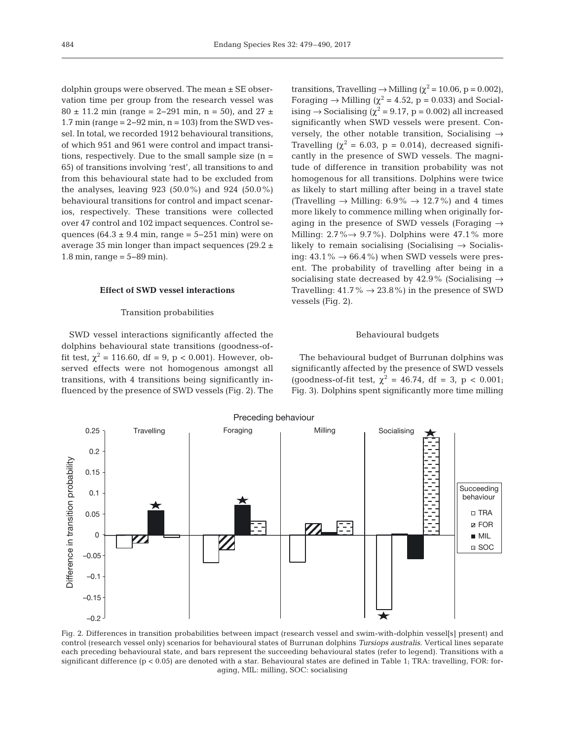dolphin groups were observed. The mean ± SE observation time per group from the research vessel was 80 ± 11.2 min (range = 2–291 min, n = 50), and 27 ± 1.7 min (range = 2–92 min, n = 103) from the SWD vessel. In total, we recorded 1912 behavioural transitions, of which 951 and 961 were control and impact transitions, respectively. Due to the small sample size (n = 65) of transitions involving 'rest', all transitions to and from this behavioural state had to be excluded from the analyses, leaving 923 (50.0%) and 924 (50.0%) behavioural transitions for control and impact scenarios, respectively. These transitions were collected over 47 control and 102 impact sequences. Control sequences (64.3 ± 9.4 min, range = 5–251 min) were on average 35 min longer than impact sequences (29.2 ± 1.8 min, range = 5–89 min).

### Effect of SWD vessel interactions

#### Transition probabilities

SWD vessel interactions significantly affected the dolphins behavioural state transitions (goodness-of-fit test, $\chi^2 = 116.60$, df = 9, $p < 0.001$). However, observed effects were not homogenous amongst all transitions, with 4 transitions being significantly influenced by the presence of SWD vessels (Fig. 2). The transitions, Travelling → Milling ($\chi^2 = 10.06$, $p = 0.002$), Foraging → Milling ($\chi^2 = 4.52$, $p = 0.033$) and Socialising → Socialising ($\chi^2 = 9.17$, $p = 0.002$) all increased significantly when SWD vessels were present. Conversely, the other notable transition, Socialising → Travelling ($\chi^2 = 6.03$, $p = 0.014$), decreased significantly in the presence of SWD vessels. The magnitude of difference in transition probability was not homogenous for all transitions. Dolphins were twice as likely to start milling after being in a travel state (Travelling → Milling: 6.9% → 12.7%) and 4 times more likely to commence milling when originally foraging in the presence of SWD vessels (Foraging → Milling: 2.7%→ 9.7%). Dolphins were 47.1% more likely to remain socialising (Socialising → Socialising: 43.1% → 66.4%) when SWD vessels were present. The probability of travelling after being in a socialising state decreased by 42.9% (Socialising → Travelling: 41.7% → 23.8%) in the presence of SWD vessels (Fig. 2).

#### Behavioural budgets

The behavioural budget of Burrunan dolphins was significantly affected by the presence of SWD vessels (goodness-of-fit test, $\chi^2 = 46.74$, df = 3, $p < 0.001$; Fig. 3). Dolphins spent significantly more time milling

Preceding behaviour

Travelling, Foraging, Milling, Socialising

Difference in transition probability

0.25, 0.2, 0.15, 0.1, 0.05, 0, –0.05, –0.1, –0.15, –0.2

Succeeding behaviour: TRA, FOR, MIL, SOC

Fig. 2. Differences in transition probabilities between impact (research vessel and swim-with-dolphin vessel[s] present) and control (research vessel only) scenarios for behavioural states of Burrunan dolphins *Tursiops australis*. Vertical lines separate each preceding behavioural state, and bars represent the succeeding behavioural states (refer to legend). Transitions with a significant difference ($p < 0.05$) are denoted with a star. Behavioural states are defined in Table 1; TRA: travelling, FOR: foraging, MIL: milling, SOC: socialising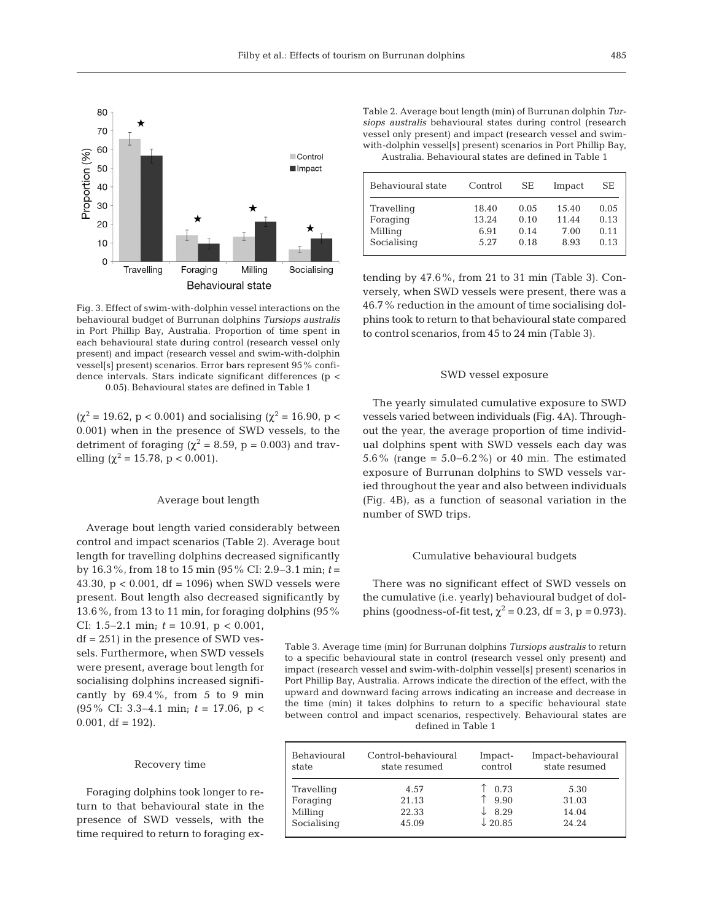80
70
60
50
40
30
20
10
0
Proportion (%)
Control
Impact
★
★
★
★
Travelling
Foraging
Milling
Socialising
Behavioural state

Fig. 3. Effect of swim-with-dolphin vessel interactions on the behavioural budget of Burrunan dolphins *Tursiops australis* in Port Phillip Bay, Australia. Proportion of time spent in each behavioural state during control (research vessel only present) and impact (research vessel and swim-with-dolphin vessel[s] present) scenarios. Error bars represent 95% confidence intervals. Stars indicate significant differences ($p < 0.05$). Behavioural states are defined in Table 1

($\chi^2 = 19.62$, $p < 0.001$) and socialising ($\chi^2 = 16.90$, $p < 0.001$) when in the presence of SWD vessels, to the detriment of foraging ($\chi^2 = 8.59$, $p = 0.003$) and travelling ($\chi^2 = 15.78$, $p < 0.001$).

### Average bout length

Average bout length varied considerably between control and impact scenarios (Table 2). Average bout length for travelling dolphins decreased significantly by 16.3%, from 18 to 15 min (95% CI: 2.9–3.1 min; $t = 43.30$, $p < 0.001$, df = 1096) when SWD vessels were present. Bout length also decreased significantly by 13.6%, from 13 to 11 min, for foraging dolphins (95% CI: 1.5–2.1 min; $t = 10.91$, $p < 0.001$, df = 251) in the presence of SWD vessels. Furthermore, when SWD vessels were present, average bout length for socialising dolphins increased significantly by 69.4%, from 5 to 9 min (95% CI: 3.3–4.1 min; $t = 17.06$, $p < 0.001$, df = 192).

### Recovery time

Foraging dolphins took longer to return to that behavioural state in the presence of SWD vessels, with the time required to return to foraging extending by 47.6%, from 21 to 31 min (Table 3). Conversely, when SWD vessels were present, there was a 46.7% reduction in the amount of time socialising dolphins took to return to that behavioural state compared to control scenarios, from 45 to 24 min (Table 3).

Table 2. Average bout length (min) of Burrunan dolphin *Tursiops australis* behavioural states during control (research vessel only present) and impact (research vessel and swim-with-dolphin vessel[s] present) scenarios in Port Phillip Bay, Australia. Behavioural states are defined in Table 1

| Behavioural state | Control | SE | Impact | SE |
|---|---|---|---|---|
| Travelling | 18.40 | 0.05 | 15.40 | 0.05 |
| Foraging | 13.24 | 0.10 | 11.44 | 0.13 |
| Milling | 6.91 | 0.14 | 7.00 | 0.11 |
| Socialising | 5.27 | 0.18 | 8.93 | 0.13 |

### SWD vessel exposure

The yearly simulated cumulative exposure to SWD vessels varied between individuals (Fig. 4A). Throughout the year, the average proportion of time individual dolphins spent with SWD vessels each day was 5.6% (range = 5.0–6.2%) or 40 min. The estimated exposure of Burrunan dolphins to SWD vessels varied throughout the year and also between individuals (Fig. 4B), as a function of seasonal variation in the number of SWD trips.

### Cumulative behavioural budgets

There was no significant effect of SWD vessels on the cumulative (i.e. yearly) behavioural budget of dolphins (goodness-of-fit test, $\chi^2 = 0.23$, df = 3, $p = 0.973$).

Table 3. Average time (min) for Burrunan dolphins *Tursiops australis* to return to a specific behavioural state in control (research vessel only present) and impact (research vessel and swim-with-dolphin vessel[s] present) scenarios in Port Phillip Bay, Australia. Arrows indicate the direction of the effect, with the upward and downward facing arrows indicating an increase and decrease in the time (min) it takes dolphins to return to a specific behavioural state between control and impact scenarios, respectively. Behavioural states are defined in Table 1

| Behavioural state | Control-behavioural state resumed | Impact-control | Impact-behavioural state resumed |
|---|---|---|---|
| Travelling | 4.57 | ↑ 0.73 | 5.30 |
| Foraging | 21.13 | ↑ 9.90 | 31.03 |
| Milling | 22.33 | ↓ 8.29 | 14.04 |
| Socialising | 45.09 | ↓ 20.85 | 24.24 |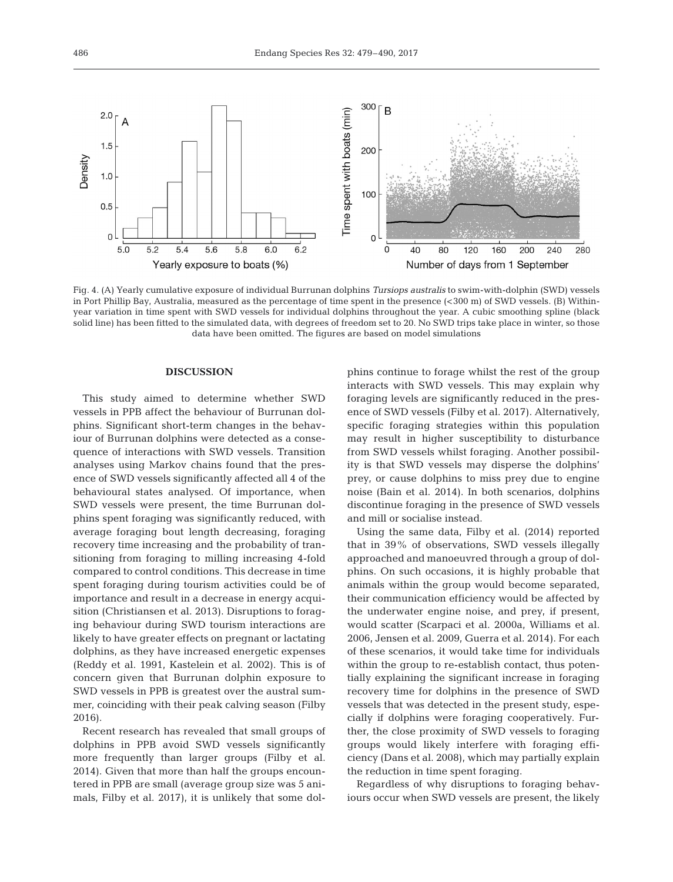A

Density

2.0
1.5
1.0
0.5
0

5.0 5.2 5.4 5.6 5.8 6.0 6.2

Yearly exposure to boats (%)

B

Time spent with boats (min)

300
200
100
0

0 40 80 120 160 200 240 280

Number of days from 1 September

Fig. 4. (A) Yearly cumulative exposure of individual Burrunan dolphins *Tursiops australis* to swim-with-dolphin (SWD) vessels in Port Phillip Bay, Australia, measured as the percentage of time spent in the presence (<300 m) of SWD vessels. (B) Within-year variation in time spent with SWD vessels for individual dolphins throughout the year. A cubic smoothing spline (black solid line) has been fitted to the simulated data, with degrees of freedom set to 20. No SWD trips take place in winter, so those data have been omitted. The figures are based on model simulations

## DISCUSSION

This study aimed to determine whether SWD vessels in PPB affect the behaviour of Burrunan dolphins. Significant short-term changes in the behaviour of Burrunan dolphins were detected as a consequence of interactions with SWD vessels. Transition analyses using Markov chains found that the presence of SWD vessels significantly affected all 4 of the behavioural states analysed. Of importance, when SWD vessels were present, the time Burrunan dolphins spent foraging was significantly reduced, with average foraging bout length decreasing, foraging recovery time increasing and the probability of transitioning from foraging to milling increasing 4-fold compared to control conditions. This decrease in time spent foraging during tourism activities could be of importance and result in a decrease in energy acquisition (Christiansen et al. 2013). Disruptions to foraging behaviour during SWD tourism interactions are likely to have greater effects on pregnant or lactating dolphins, as they have increased energetic expenses (Reddy et al. 1991, Kastelein et al. 2002). This is of concern given that Burrunan dolphin exposure to SWD vessels in PPB is greatest over the austral summer, coinciding with their peak calving season (Filby 2016).

Recent research has revealed that small groups of dolphins in PPB avoid SWD vessels significantly more frequently than larger groups (Filby et al. 2014). Given that more than half the groups encountered in PPB are small (average group size was 5 animals, Filby et al. 2017), it is unlikely that some dolphins continue to forage whilst the rest of the group interacts with SWD vessels. This may explain why foraging levels are significantly reduced in the presence of SWD vessels (Filby et al. 2017). Alternatively, specific foraging strategies within this population may result in higher susceptibility to disturbance from SWD vessels whilst foraging. Another possibility is that SWD vessels may disperse the dolphins' prey, or cause dolphins to miss prey due to engine noise (Bain et al. 2014). In both scenarios, dolphins discontinue foraging in the presence of SWD vessels and mill or socialise instead.

Using the same data, Filby et al. (2014) reported that in 39% of observations, SWD vessels illegally approached and manoeuvred through a group of dolphins. On such occasions, it is highly probable that animals within the group would become separated, their communication efficiency would be affected by the underwater engine noise, and prey, if present, would scatter (Scarpaci et al. 2000a, Williams et al. 2006, Jensen et al. 2009, Guerra et al. 2014). For each of these scenarios, it would take time for individuals within the group to re-establish contact, thus potentially explaining the significant increase in foraging recovery time for dolphins in the presence of SWD vessels that was detected in the present study, especially if dolphins were foraging cooperatively. Further, the close proximity of SWD vessels to foraging groups would likely interfere with foraging efficiency (Dans et al. 2008), which may partially explain the reduction in time spent foraging.

Regardless of why disruptions to foraging behaviours occur when SWD vessels are present, the likely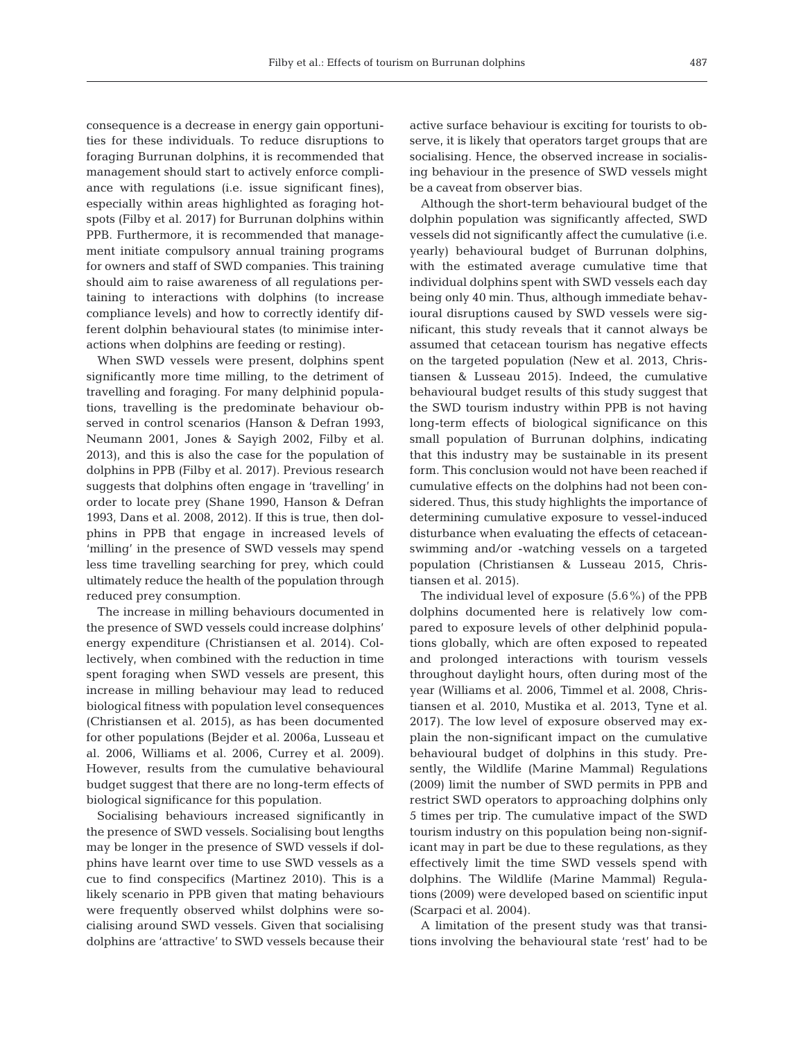consequence is a decrease in energy gain opportunities for these individuals. To reduce disruptions to foraging Burrunan dolphins, it is recommended that management should start to actively enforce compliance with regulations (i.e. issue significant fines), especially within areas highlighted as foraging hotspots (Filby et al. 2017) for Burrunan dolphins within PPB. Furthermore, it is recommended that management initiate compulsory annual training programs for owners and staff of SWD companies. This training should aim to raise awareness of all regulations pertaining to interactions with dolphins (to increase compliance levels) and how to correctly identify different dolphin behavioural states (to minimise interactions when dolphins are feeding or resting).

When SWD vessels were present, dolphins spent significantly more time milling, to the detriment of travelling and foraging. For many delphinid populations, travelling is the predominate behaviour observed in control scenarios (Hanson & Defran 1993, Neumann 2001, Jones & Sayigh 2002, Filby et al. 2013), and this is also the case for the population of dolphins in PPB (Filby et al. 2017). Previous research suggests that dolphins often engage in 'travelling' in order to locate prey (Shane 1990, Hanson & Defran 1993, Dans et al. 2008, 2012). If this is true, then dolphins in PPB that engage in increased levels of 'milling' in the presence of SWD vessels may spend less time travelling searching for prey, which could ultimately reduce the health of the population through reduced prey consumption.

The increase in milling behaviours documented in the presence of SWD vessels could increase dolphins' energy expenditure (Christiansen et al. 2014). Collectively, when combined with the reduction in time spent foraging when SWD vessels are present, this increase in milling behaviour may lead to reduced biological fitness with population level consequences (Christiansen et al. 2015), as has been documented for other populations (Bejder et al. 2006a, Lusseau et al. 2006, Williams et al. 2006, Currey et al. 2009). However, results from the cumulative behavioural budget suggest that there are no long-term effects of biological significance for this population.

Socialising behaviours increased significantly in the presence of SWD vessels. Socialising bout lengths may be longer in the presence of SWD vessels if dolphins have learnt over time to use SWD vessels as a cue to find conspecifics (Martinez 2010). This is a likely scenario in PPB given that mating behaviours were frequently observed whilst dolphins were socialising around SWD vessels. Given that socialising dolphins are 'attractive' to SWD vessels because their active surface behaviour is exciting for tourists to observe, it is likely that operators target groups that are socialising. Hence, the observed increase in socialising behaviour in the presence of SWD vessels might be a caveat from observer bias.

Although the short-term behavioural budget of the dolphin population was significantly affected, SWD vessels did not significantly affect the cumulative (i.e. yearly) behavioural budget of Burrunan dolphins, with the estimated average cumulative time that individual dolphins spent with SWD vessels each day being only 40 min. Thus, although immediate behavioural disruptions caused by SWD vessels were significant, this study reveals that it cannot always be assumed that cetacean tourism has negative effects on the targeted population (New et al. 2013, Christiansen & Lusseau 2015). Indeed, the cumulative behavioural budget results of this study suggest that the SWD tourism industry within PPB is not having long-term effects of biological significance on this small population of Burrunan dolphins, indicating that this industry may be sustainable in its present form. This conclusion would not have been reached if cumulative effects on the dolphins had not been considered. Thus, this study highlights the importance of determining cumulative exposure to vessel-induced disturbance when evaluating the effects of cetacean-swimming and/or -watching vessels on a targeted population (Christiansen & Lusseau 2015, Christiansen et al. 2015).

The individual level of exposure (5.6%) of the PPB dolphins documented here is relatively low compared to exposure levels of other delphinid populations globally, which are often exposed to repeated and prolonged interactions with tourism vessels throughout daylight hours, often during most of the year (Williams et al. 2006, Timmel et al. 2008, Christiansen et al. 2010, Mustika et al. 2013, Tyne et al. 2017). The low level of exposure observed may explain the non-significant impact on the cumulative behavioural budget of dolphins in this study. Presently, the Wildlife (Marine Mammal) Regulations (2009) limit the number of SWD permits in PPB and restrict SWD operators to approaching dolphins only 5 times per trip. The cumulative impact of the SWD tourism industry on this population being non-significant may in part be due to these regulations, as they effectively limit the time SWD vessels spend with dolphins. The Wildlife (Marine Mammal) Regulations (2009) were developed based on scientific input (Scarpaci et al. 2004).

A limitation of the present study was that transitions involving the behavioural state 'rest' had to be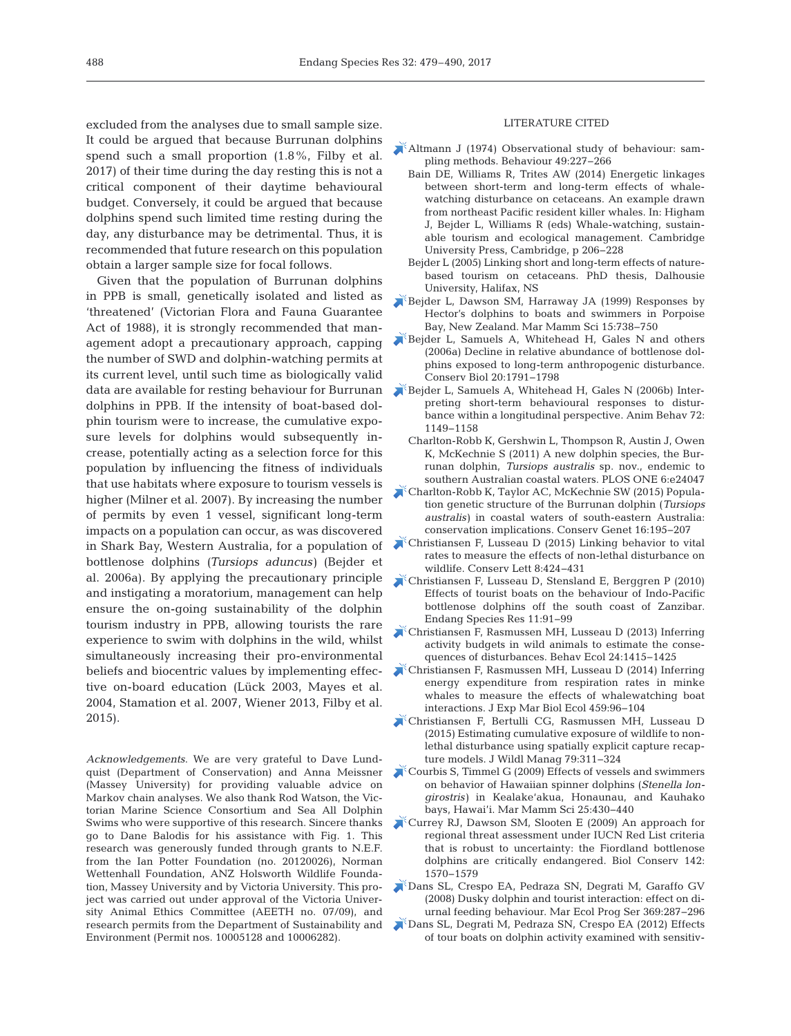excluded from the analyses due to small sample size. It could be argued that because Burrunan dolphins spend such a small proportion (1.8%, Filby et al. 2017) of their time during the day resting this is not a critical component of their daytime behavioural budget. Conversely, it could be argued that because dolphins spend such limited time resting during the day, any disturbance may be detrimental. Thus, it is recommended that future research on this population obtain a larger sample size for focal follows.

Given that the population of Burrunan dolphins in PPB is small, genetically isolated and listed as 'threatened' (Victorian Flora and Fauna Guarantee Act of 1988), it is strongly recommended that management adopt a precautionary approach, capping the number of SWD and dolphin-watching permits at its current level, until such time as biologically valid data are available for resting behaviour for Burrunan dolphins in PPB. If the intensity of boat-based dolphin tourism were to increase, the cumulative exposure levels for dolphins would subsequently increase, potentially acting as a selection force for this population by influencing the fitness of individuals that use habitats where exposure to tourism vessels is higher (Milner et al. 2007). By increasing the number of permits by even 1 vessel, significant long-term impacts on a population can occur, as was discovered in Shark Bay, Western Australia, for a population of bottlenose dolphins (*Tursiops aduncus*) (Bejder et al. 2006a). By applying the precautionary principle and instigating a moratorium, management can help ensure the on-going sustainability of the dolphin tourism industry in PPB, allowing tourists the rare experience to swim with dolphins in the wild, whilst simultaneously increasing their pro-environmental beliefs and biocentric values by implementing effective on-board education (Lück 2003, Mayes et al. 2004, Stamation et al. 2007, Wiener 2013, Filby et al. 2015).

*Acknowledgements*. We are very grateful to Dave Lundquist (Department of Conservation) and Anna Meissner (Massey University) for providing valuable advice on Markov chain analyses. We also thank Rod Watson, the Victorian Marine Science Consortium and Sea All Dolphin Swims who were supportive of this research. Sincere thanks go to Dane Balodis for his assistance with Fig. 1. This research was generously funded through grants to N.E.F. from the Ian Potter Foundation (no. 20120026), Norman Wettenhall Foundation, ANZ Holsworth Wildlife Foundation, Massey University and by Victoria University. This project was carried out under approval of the Victoria University Animal Ethics Committee (AEETH no. 07/09), and research permits from the Department of Sustainability and Environment (Permit nos. 10005128 and 10006282).

## LITERATURE CITED

- Altmann J (1974) Observational study of behaviour: sampling methods. Behaviour 49:227−266
- Bain DE, Williams R, Trites AW (2014) Energetic linkages between short-term and long-term effects of whale-watching disturbance on cetaceans. An example drawn from northeast Pacific resident killer whales. In: Higham J, Bejder L, Williams R (eds) Whale-watching, sustainable tourism and ecological management. Cambridge University Press, Cambridge, p 206−228
- Bejder L (2005) Linking short and long-term effects of nature-based tourism on cetaceans. PhD thesis, Dalhousie University, Halifax, NS
- Bejder L, Dawson SM, Harraway JA (1999) Responses by Hector's dolphins to boats and swimmers in Porpoise Bay, New Zealand. Mar Mamm Sci 15:738−750
- Bejder L, Samuels A, Whitehead H, Gales N and others (2006a) Decline in relative abundance of bottlenose dolphins exposed to long-term anthropogenic disturbance. Conserv Biol 20:1791−1798
- Bejder L, Samuels A, Whitehead H, Gales N (2006b) Interpreting short-term behavioural responses to disturbance within a longitudinal perspective. Anim Behav 72:1149−1158
- Charlton-Robb K, Gershwin L, Thompson R, Austin J, Owen K, McKechnie S (2011) A new dolphin species, the Burrunan dolphin, *Tursiops australis* sp. nov., endemic to southern Australian coastal waters. PLOS ONE 6:e24047
- Charlton-Robb K, Taylor AC, McKechnie SW (2015) Population genetic structure of the Burrunan dolphin (*Tursiops australis*) in coastal waters of south-eastern Australia: conservation implications. Conserv Genet 16:195−207
- Christiansen F, Lusseau D (2015) Linking behavior to vital rates to measure the effects of non-lethal disturbance on wildlife. Conserv Lett 8:424−431
- Christiansen F, Lusseau D, Stensland E, Berggren P (2010) Effects of tourist boats on the behaviour of Indo-Pacific bottlenose dolphins off the south coast of Zanzibar. Endang Species Res 11:91−99
- Christiansen F, Rasmussen MH, Lusseau D (2013) Inferring activity budgets in wild animals to estimate the consequences of disturbances. Behav Ecol 24:1415−1425
- Christiansen F, Rasmussen MH, Lusseau D (2014) Inferring energy expenditure from respiration rates in minke whales to measure the effects of whalewatching boat interactions. J Exp Mar Biol Ecol 459:96−104
- Christiansen F, Bertulli CG, Rasmussen MH, Lusseau D (2015) Estimating cumulative exposure of wildlife to non-lethal disturbance using spatially explicit capture recapture models. J Wildl Manag 79:311−324
- Courbis S, Timmel G (2009) Effects of vessels and swimmers on behavior of Hawaiian spinner dolphins (*Stenella longirostris*) in Kealake'akua, Honaunau, and Kauhako bays, Hawai'i. Mar Mamm Sci 25:430−440
- Currey RJ, Dawson SM, Slooten E (2009) An approach for regional threat assessment under IUCN Red List criteria that is robust to uncertainty: the Fiordland bottlenose dolphins are critically endangered. Biol Conserv 142:1570−1579
- Dans SL, Crespo EA, Pedraza SN, Degrati M, Garaffo GV (2008) Dusky dolphin and tourist interaction: effect on diurnal feeding behaviour. Mar Ecol Prog Ser 369:287−296
- Dans SL, Degrati M, Pedraza SN, Crespo EA (2012) Effects of tour boats on dolphin activity examined with sensitiv-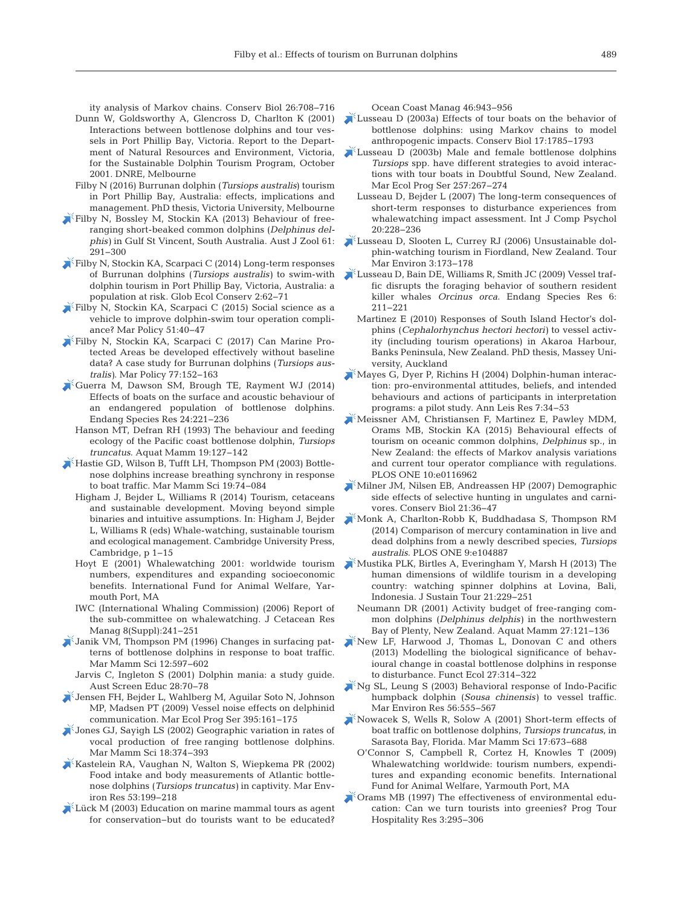ity analysis of Markov chains. Conserv Biol 26:708–716

Dunn W, Goldsworthy A, Glencross D, Charlton K (2001) Interactions between bottlenose dolphins and tour vessels in Port Phillip Bay, Victoria. Report to the Department of Natural Resources and Environment, Victoria, for the Sustainable Dolphin Tourism Program, October 2001. DNRE, Melbourne

Filby N (2016) Burrunan dolphin (*Tursiops australis*) tourism in Port Phillip Bay, Australia: effects, implications and management. PhD thesis, Victoria University, Melbourne

Filby N, Bossley M, Stockin KA (2013) Behaviour of free-ranging short-beaked common dolphins (*Delphinus delphis*) in Gulf St Vincent, South Australia. Aust J Zool 61: 291–300

Filby N, Stockin KA, Scarpaci C (2014) Long-term responses of Burrunan dolphins (*Tursiops australis*) to swim-with dolphin tourism in Port Phillip Bay, Victoria, Australia: a population at risk. Glob Ecol Conserv 2:62–71

Filby N, Stockin KA, Scarpaci C (2015) Social science as a vehicle to improve dolphin-swim tour operation compliance? Mar Policy 51:40–47

Filby N, Stockin KA, Scarpaci C (2017) Can Marine Protected Areas be developed effectively without baseline data? A case study for Burrunan dolphins (*Tursiops australis*). Mar Policy 77:152–163

Guerra M, Dawson SM, Brough TE, Rayment WJ (2014) Effects of boats on the surface and acoustic behaviour of an endangered population of bottlenose dolphins. Endang Species Res 24:221–236

Hanson MT, Defran RH (1993) The behaviour and feeding ecology of the Pacific coast bottlenose dolphin, *Tursiops truncatus*. Aquat Mamm 19:127–142

Hastie GD, Wilson B, Tufft LH, Thompson PM (2003) Bottlenose dolphins increase breathing synchrony in response to boat traffic. Mar Mamm Sci 19:74–084

Higham J, Bejder L, Williams R (2014) Tourism, cetaceans and sustainable development. Moving beyond simple binaries and intuitive assumptions. In: Higham J, Bejder L, Williams R (eds) Whale-watching, sustainable tourism and ecological management. Cambridge University Press, Cambridge, p 1–15

Hoyt E (2001) Whalewatching 2001: worldwide tourism numbers, expenditures and expanding socioeconomic benefits. International Fund for Animal Welfare, Yarmouth Port, MA

IWC (International Whaling Commission) (2006) Report of the sub-committee on whalewatching. J Cetacean Res Manag 8(Suppl):241–251

Janik VM, Thompson PM (1996) Changes in surfacing patterns of bottlenose dolphins in response to boat traffic. Mar Mamm Sci 12:597–602

Jarvis C, Ingleton S (2001) Dolphin mania: a study guide. Aust Screen Educ 28:70–78

Jensen FH, Bejder L, Wahlberg M, Aguilar Soto N, Johnson MP, Madsen PT (2009) Vessel noise effects on delphinid communication. Mar Ecol Prog Ser 395:161–175

Jones GJ, Sayigh LS (2002) Geographic variation in rates of vocal production of free ranging bottlenose dolphins. Mar Mamm Sci 18:374–393

Kastelein RA, Vaughan N, Walton S, Wiepkema PR (2002) Food intake and body measurements of Atlantic bottlenose dolphins (*Tursiops truncatus*) in captivity. Mar Environ Res 53:199–218

Lück M (2003) Education on marine mammal tours as agent for conservation–but do tourists want to be educated? Ocean Coast Manag 46:943–956

Lusseau D (2003a) Effects of tour boats on the behavior of bottlenose dolphins: using Markov chains to model anthropogenic impacts. Conserv Biol 17:1785–1793

Lusseau D (2003b) Male and female bottlenose dolphins *Tursiops* spp. have different strategies to avoid interactions with tour boats in Doubtful Sound, New Zealand. Mar Ecol Prog Ser 257:267–274

Lusseau D, Bejder L (2007) The long-term consequences of short-term responses to disturbance experiences from whalewatching impact assessment. Int J Comp Psychol 20:228–236

Lusseau D, Slooten L, Currey RJ (2006) Unsustainable dolphin-watching tourism in Fiordland, New Zealand. Tour Mar Environ 3:173–178

Lusseau D, Bain DE, Williams R, Smith JC (2009) Vessel traffic disrupts the foraging behavior of southern resident killer whales *Orcinus orca*. Endang Species Res 6: 211–221

Martinez E (2010) Responses of South Island Hector's dolphins (*Cephalorhynchus hectori hectori*) to vessel activity (including tourism operations) in Akaroa Harbour, Banks Peninsula, New Zealand. PhD thesis, Massey University, Auckland

Mayes G, Dyer P, Richins H (2004) Dolphin-human interaction: pro-environmental attitudes, beliefs, and intended behaviours and actions of participants in interpretation programs: a pilot study. Ann Leis Res 7:34–53

Meissner AM, Christiansen F, Martinez E, Pawley MDM, Orams MB, Stockin KA (2015) Behavioural effects of tourism on oceanic common dolphins, *Delphinus* sp., in New Zealand: the effects of Markov analysis variations and current tour operator compliance with regulations. PLOS ONE 10:e0116962

Milner JM, Nilsen EB, Andreassen HP (2007) Demographic side effects of selective hunting in ungulates and carnivores. Conserv Biol 21:36–47

Monk A, Charlton-Robb K, Buddhadasa S, Thompson RM (2014) Comparison of mercury contamination in live and dead dolphins from a newly described species, *Tursiops australis*. PLOS ONE 9:e104887

Mustika PLK, Birtles A, Everingham Y, Marsh H (2013) The human dimensions of wildlife tourism in a developing country: watching spinner dolphins at Lovina, Bali, Indonesia. J Sustain Tour 21:229–251

Neumann DR (2001) Activity budget of free-ranging common dolphins (*Delphinus delphis*) in the northwestern Bay of Plenty, New Zealand. Aquat Mamm 27:121–136

New LF, Harwood J, Thomas L, Donovan C and others (2013) Modelling the biological significance of behavioural change in coastal bottlenose dolphins in response to disturbance. Funct Ecol 27:314–322

Ng SL, Leung S (2003) Behavioral response of Indo-Pacific humpback dolphin (*Sousa chinensis*) to vessel traffic. Mar Environ Res 56:555–567

Nowacek S, Wells R, Solow A (2001) Short-term effects of boat traffic on bottlenose dolphins, *Tursiops truncatus*, in Sarasota Bay, Florida. Mar Mamm Sci 17:673–688

O'Connor S, Campbell R, Cortez H, Knowles T (2009) Whalewatching worldwide: tourism numbers, expenditures and expanding economic benefits. International Fund for Animal Welfare, Yarmouth Port, MA

Orams MB (1997) The effectiveness of environmental education: Can we turn tourists into greenies? Prog Tour Hospitality Res 3:295–306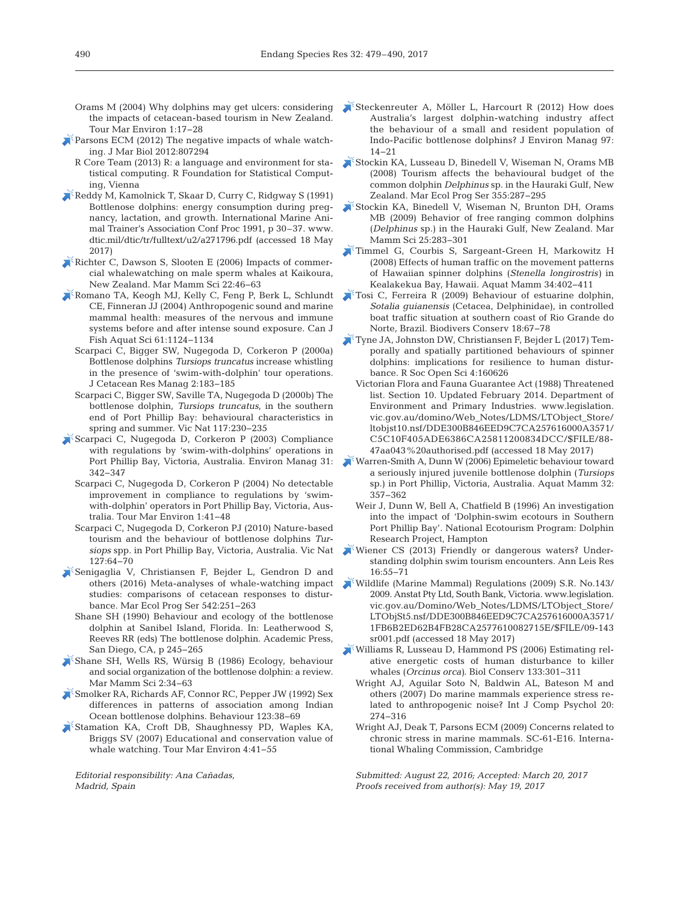Orams M (2004) Why dolphins may get ulcers: considering the impacts of cetacean-based tourism in New Zealand. Tour Mar Environ 1:17–28

Parsons ECM (2012) The negative impacts of whale watching. J Mar Biol 2012:807294

R Core Team (2013) R: a language and environment for statistical computing. R Foundation for Statistical Computing, Vienna

Reddy M, Kamolnick T, Skaar D, Curry C, Ridgway S (1991) Bottlenose dolphins: energy consumption during pregnancy, lactation, and growth. International Marine Animal Trainer's Association Conf Proc 1991, p 30–37. www.dtic.mil/dtic/tr/fulltext/u2/a271796.pdf (accessed 18 May 2017)

Richter C, Dawson S, Slooten E (2006) Impacts of commercial whalewatching on male sperm whales at Kaikoura, New Zealand. Mar Mamm Sci 22:46–63

Romano TA, Keogh MJ, Kelly C, Feng P, Berk L, Schlundt CE, Finneran JJ (2004) Anthropogenic sound and marine mammal health: measures of the nervous and immune systems before and after intense sound exposure. Can J Fish Aquat Sci 61:1124–1134

Scarpaci C, Bigger SW, Nugegoda D, Corkeron P (2000a) Bottlenose dolphins *Tursiops truncatus* increase whistling in the presence of 'swim-with-dolphin' tour operations. J Cetacean Res Manag 2:183–185

Scarpaci C, Bigger SW, Saville TA, Nugegoda D (2000b) The bottlenose dolphin, *Tursiops truncatus*, in the southern end of Port Phillip Bay: behavioural characteristics in spring and summer. Vic Nat 117:230–235

Scarpaci C, Nugegoda D, Corkeron P (2003) Compliance with regulations by 'swim-with-dolphins' operations in Port Phillip Bay, Victoria, Australia. Environ Manag 31: 342–347

Scarpaci C, Nugegoda D, Corkeron P (2004) No detectable improvement in compliance to regulations by 'swim-with-dolphin' operators in Port Phillip Bay, Victoria, Australia. Tour Mar Environ 1:41–48

Scarpaci C, Nugegoda D, Corkeron PJ (2010) Nature-based tourism and the behaviour of bottlenose dolphins *Tursiops* spp. in Port Phillip Bay, Victoria, Australia. Vic Nat 127:64–70

Senigaglia V, Christiansen F, Bejder L, Gendron D and others (2016) Meta-analyses of whale-watching impact studies: comparisons of cetacean responses to disturbance. Mar Ecol Prog Ser 542:251–263

Shane SH (1990) Behaviour and ecology of the bottlenose dolphin at Sanibel Island, Florida. In: Leatherwood S, Reeves RR (eds) The bottlenose dolphin. Academic Press, San Diego, CA, p 245–265

Shane SH, Wells RS, Würsig B (1986) Ecology, behaviour and social organization of the bottlenose dolphin: a review. Mar Mamm Sci 2:34–63

Smolker RA, Richards AF, Connor RC, Pepper JW (1992) Sex differences in patterns of association among Indian Ocean bottlenose dolphins. Behaviour 123:38–69

Stamation KA, Croft DB, Shaughnessy PD, Waples KA, Briggs SV (2007) Educational and conservation value of whale watching. Tour Mar Environ 4:41–55

Steckenreuter A, Möller L, Harcourt R (2012) How does Australia's largest dolphin-watching industry affect the behaviour of a small and resident population of Indo-Pacific bottlenose dolphins? J Environ Manag 97: 14–21

Stockin KA, Lusseau D, Binedell V, Wiseman N, Orams MB (2008) Tourism affects the behavioural budget of the common dolphin *Delphinus* sp. in the Hauraki Gulf, New Zealand. Mar Ecol Prog Ser 355:287–295

Stockin KA, Binedell V, Wiseman N, Brunton DH, Orams MB (2009) Behavior of free ranging common dolphins (*Delphinus* sp.) in the Hauraki Gulf, New Zealand. Mar Mamm Sci 25:283–301

Timmel G, Courbis S, Sargeant-Green H, Markowitz H (2008) Effects of human traffic on the movement patterns of Hawaiian spinner dolphins (*Stenella longirostris*) in Kealakekua Bay, Hawaii. Aquat Mamm 34:402–411

Tosi C, Ferreira R (2009) Behaviour of estuarine dolphin, *Sotalia guianensis* (Cetacea, Delphinidae), in controlled boat traffic situation at southern coast of Rio Grande do Norte, Brazil. Biodivers Conserv 18:67–78

Tyne JA, Johnston DW, Christiansen F, Bejder L (2017) Temporally and spatially partitioned behaviours of spinner dolphins: implications for resilience to human disturbance. R Soc Open Sci 4:160626

Victorian Flora and Fauna Guarantee Act (1988) Threatened list. Section 10. Updated February 2014. Department of Environment and Primary Industries. www.legislation.vic.gov.au/domino/Web_Notes/LDMS/LTObject_Store/ltobjst10.nsf/DDE300B846EED9C7CA257616000A3571/C5C10F405ADE6386CA25811200834DCC/$FILE/88-47aa043%20authorised.pdf (accessed 18 May 2017)

Warren-Smith A, Dunn W (2006) Epimeletic behaviour toward a seriously injured juvenile bottlenose dolphin (*Tursiops* sp.) in Port Phillip, Victoria, Australia. Aquat Mamm 32: 357–362

Weir J, Dunn W, Bell A, Chatfield B (1996) An investigation into the impact of 'Dolphin-swim ecotours in Southern Port Phillip Bay'. National Ecotourism Program: Dolphin Research Project, Hampton

Wiener CS (2013) Friendly or dangerous waters? Understanding dolphin swim tourism encounters. Ann Leis Res 16:55–71

Wildlife (Marine Mammal) Regulations (2009) S.R. No.143/2009. Anstat Pty Ltd, South Bank, Victoria. www.legislation.vic.gov.au/Domino/Web_Notes/LDMS/LTObject_Store/LTObjSt5.nsf/DDE300B846EED9C7CA257616000A3571/1FB6B2ED62B4FB28CA2577610082715E/$FILE/09-143sr001.pdf (accessed 18 May 2017)

Williams R, Lusseau D, Hammond PS (2006) Estimating relative energetic costs of human disturbance to killer whales (*Orcinus orca*). Biol Conserv 133:301–311

Wright AJ, Aguilar Soto N, Baldwin AL, Bateson M and others (2007) Do marine mammals experience stress related to anthropogenic noise? Int J Comp Psychol 20: 274–316

Wright AJ, Deak T, Parsons ECM (2009) Concerns related to chronic stress in marine mammals. SC-61-E16. International Whaling Commission, Cambridge

*Editorial responsibility: Ana Cañadas, Madrid, Spain*

*Submitted: August 22, 2016; Accepted: March 20, 2017*
*Proofs received from author(s): May 19, 2017*